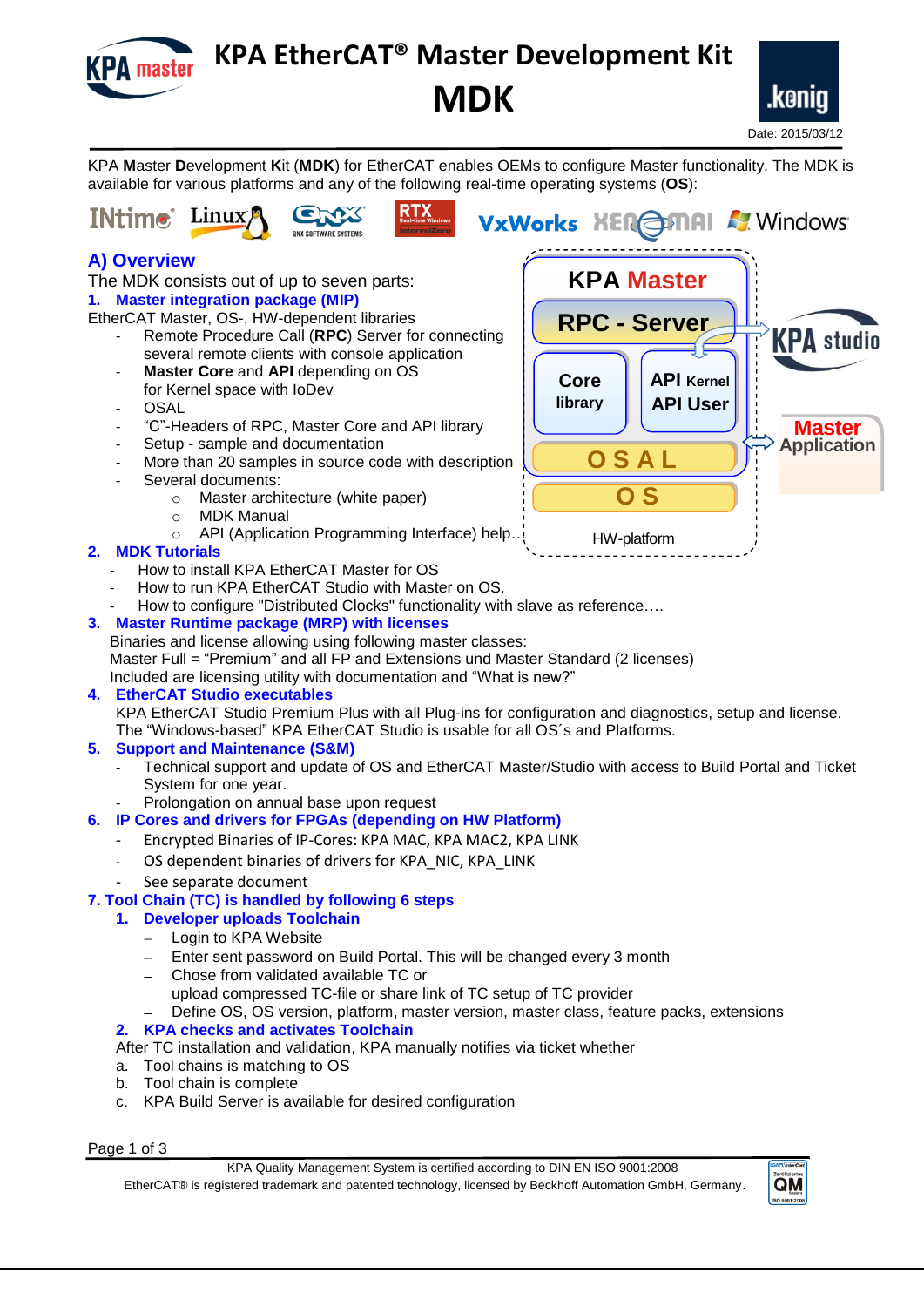# KPA EtherCAT® Master Development Kit MDK

Date: 2015/03/12

KPA **M**aster **D**evelopment **K**it (**MDK**) for EtherCAT enables OEMs to configure Master functionality. The MDK is available for various platforms and any of the following real-time operating systems (**OS**):

INtime, Linux, QNX, RTX, VxWorks, Xenomai, Windows

## A) Overview

The MDK consists out of up to seven parts:

### 1. Master integration package (MIP)

EtherCAT Master, OS-, HW-dependent libraries

- Remote Procedure Call (**RPC**) Server for connecting several remote clients with console application
- **Master Core** and **API** depending on OS for Kernel space with IoDev
- OSAL
- "C"-Headers of RPC, Master Core and API library
- Setup - sample and documentation
- More than 20 samples in source code with description
- Several documents:
  - Master architecture (white paper)
  - MDK Manual
  - API (Application Programming Interface) help…

KPA Master: RPC - Server; Core library; API Kernel / API User; OSAL; OS; HW-platform — KPA studio; Master Application

### 2. MDK Tutorials

- How to install KPA EtherCAT Master for OS
- How to run KPA EtherCAT Studio with Master on OS.
- How to configure "Distributed Clocks" functionality with slave as reference….

### 3. Master Runtime package (MRP) with licenses

Binaries and license allowing using following master classes:
Master Full = "Premium" and all FP and Extensions und Master Standard (2 licenses)
Included are licensing utility with documentation and "What is new?"

### 4. EtherCAT Studio executables

KPA EtherCAT Studio Premium Plus with all Plug-ins for configuration and diagnostics, setup and license.
The "Windows-based" KPA EtherCAT Studio is usable for all OS´s and Platforms.

### 5. Support and Maintenance (S&M)

- Technical support and update of OS and EtherCAT Master/Studio with access to Build Portal and Ticket System for one year.
- Prolongation on annual base upon request

### 6. IP Cores and drivers for FPGAs (depending on HW Platform)

- Encrypted Binaries of IP-Cores: KPA MAC, KPA MAC2, KPA LINK
- OS dependent binaries of drivers for KPA_NIC, KPA_LINK
- See separate document

### 7. Tool Chain (TC) is handled by following 6 steps

#### 1. Developer uploads Toolchain

- Login to KPA Website
- Enter sent password on Build Portal. This will be changed every 3 month
- Chose from validated available TC or upload compressed TC-file or share link of TC setup of TC provider
- Define OS, OS version, platform, master version, master class, feature packs, extensions

#### 2. KPA checks and activates Toolchain

After TC installation and validation, KPA manually notifies via ticket whether

a. Tool chains is matching to OS
b. Tool chain is complete
c. KPA Build Server is available for desired configuration

KPA Quality Management System is certified according to DIN EN ISO 9001:2008
EtherCAT® is registered trademark and patented technology, licensed by Beckhoff Automation GmbH, Germany.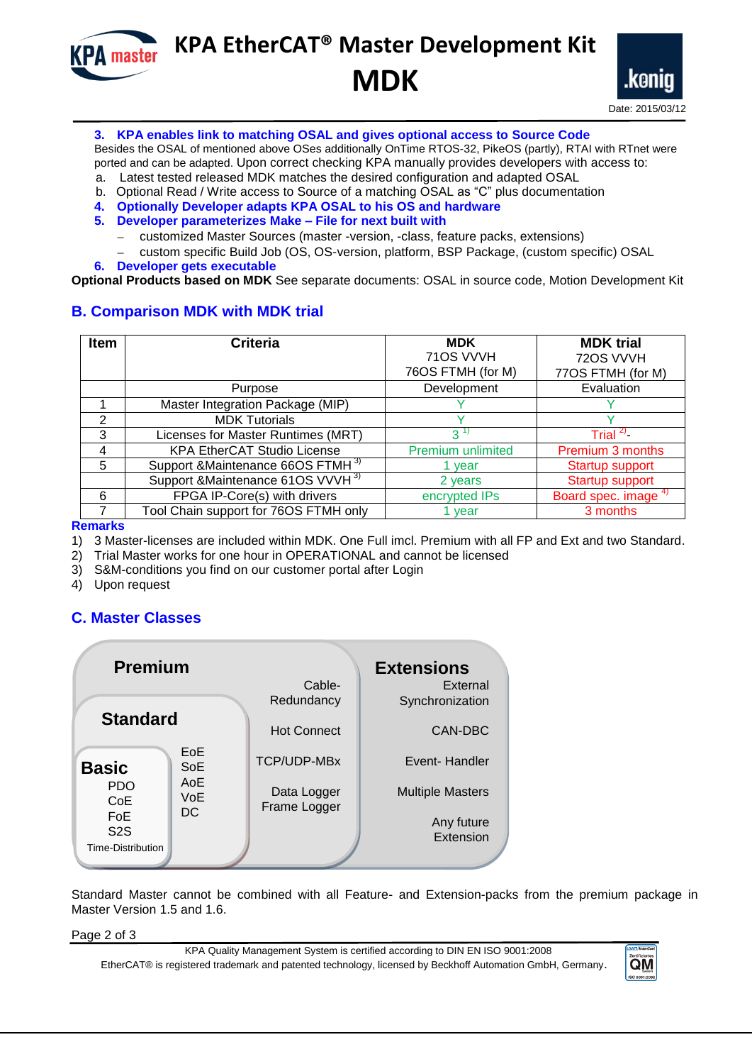3. **KPA enables link to matching OSAL and gives optional access to Source Code**
Besides the OSAL of mentioned above OSes additionally OnTime RTOS-32, PikeOS (partly), RTAI with RTnet were ported and can be adapted. Upon correct checking KPA manually provides developers with access to:
   a. Latest tested released MDK matches the desired configuration and adapted OSAL
   b. Optional Read / Write access to Source of a matching OSAL as "C" plus documentation
4. **Optionally Developer adapts KPA OSAL to his OS and hardware**
5. **Developer parameterizes Make – File for next built with**
   – customized Master Sources (master -version, -class, feature packs, extensions)
   – custom specific Build Job (OS, OS-version, platform, BSP Package, (custom specific) OSAL
6. **Developer gets executable**

**Optional Products based on MDK** See separate documents: OSAL in source code, Motion Development Kit

## B. Comparison MDK with MDK trial

| Item | Criteria | MDK 71OS VVVH 76OS FTMH (for M) | MDK trial 72OS VVVH 77OS FTMH (for M) |
|---|---|---|---|
| | Purpose | Development | Evaluation |
| 1 | Master Integration Package (MIP) | Y | Y |
| 2 | MDK Tutorials | Y | Y |
| 3 | Licenses for Master Runtimes (MRT) | 3 [1] | Trial [2]- |
| 4 | KPA EtherCAT Studio License | Premium unlimited | Premium 3 months |
| 5 | Support &Maintenance 66OS FTMH [3] | 1 year | Startup support |
| | Support &Maintenance 61OS VVVH [3] | 2 years | Startup support |
| 6 | FPGA IP-Core(s) with drivers | encrypted IPs | Board spec. image [4] |
| 7 | Tool Chain support for 76OS FTMH only | 1 year | 3 months |

**Remarks**

1) 3 Master-licenses are included within MDK. One Full imcl. Premium with all FP and Ext and two Standard.
2) Trial Master works for one hour in OPERATIONAL and cannot be licensed
3) S&M-conditions you find on our customer portal after Login
4) Upon request

## C. Master Classes

**Premium**: Cable-Redundancy, Hot Connect, TCP/UDP-MBx, Data Logger, Frame Logger

**Standard**: EoE, SoE, AoE, VoE, DC

**Basic**: PDO, CoE, FoE, S2S, Time-Distribution

**Extensions**: External Synchronization, CAN-DBC, Event- Handler, Multiple Masters, Any future Extension

Standard Master cannot be combined with all Feature- and Extension-packs from the premium package in Master Version 1.5 and 1.6.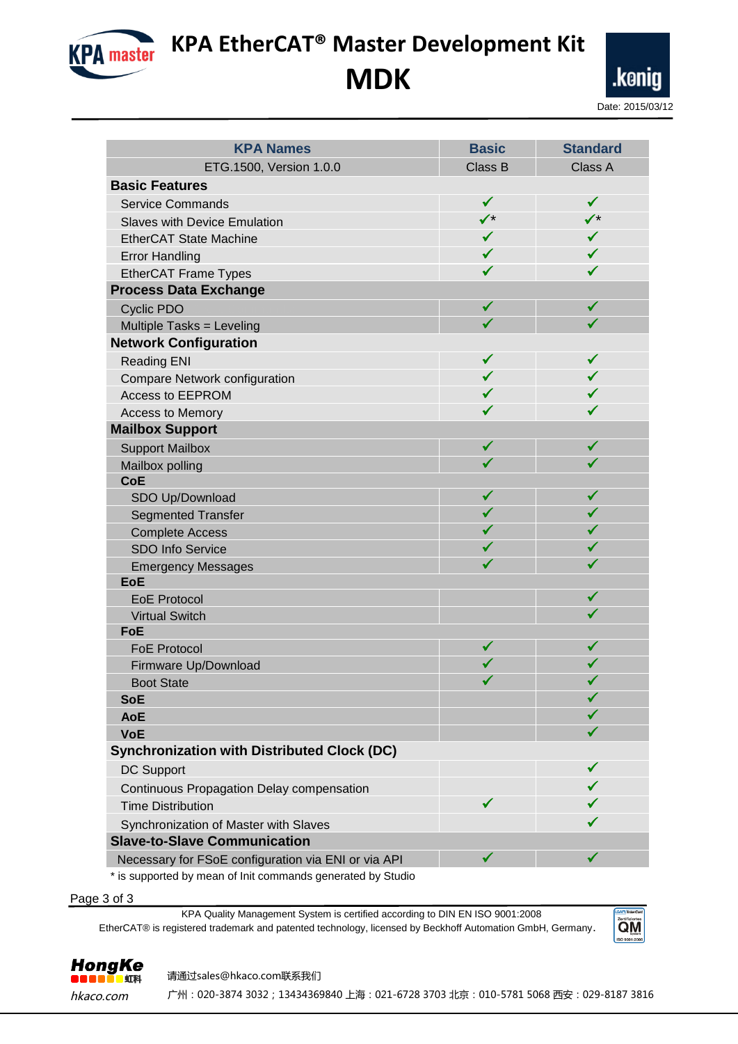# KPA EtherCAT® Master Development Kit MDK

Date: 2015/03/12

| KPA Names | Basic | Standard |
|---|---|---|
| ETG.1500, Version 1.0.0 | Class B | Class A |
| **Basic Features** | | |
| Service Commands | ✓ | ✓ |
| Slaves with Device Emulation | ✓* | ✓* |
| EtherCAT State Machine | ✓ | ✓ |
| Error Handling | ✓ | ✓ |
| EtherCAT Frame Types | ✓ | ✓ |
| **Process Data Exchange** | | |
| Cyclic PDO | ✓ | ✓ |
| Multiple Tasks = Leveling | ✓ | ✓ |
| **Network Configuration** | | |
| Reading ENI | ✓ | ✓ |
| Compare Network configuration | ✓ | ✓ |
| Access to EEPROM | ✓ | ✓ |
| Access to Memory | ✓ | ✓ |
| **Mailbox Support** | | |
| Support Mailbox | ✓ | ✓ |
| Mailbox polling | ✓ | ✓ |
| **CoE** | | |
| SDO Up/Download | ✓ | ✓ |
| Segmented Transfer | ✓ | ✓ |
| Complete Access | ✓ | ✓ |
| SDO Info Service | ✓ | ✓ |
| Emergency Messages | ✓ | ✓ |
| **EoE** | | |
| EoE Protocol | | ✓ |
| Virtual Switch | | ✓ |
| **FoE** | | |
| FoE Protocol | ✓ | ✓ |
| Firmware Up/Download | ✓ | ✓ |
| Boot State | ✓ | ✓ |
| **SoE** | | ✓ |
| **AoE** | | ✓ |
| **VoE** | | ✓ |
| **Synchronization with Distributed Clock (DC)** | | |
| DC Support | | ✓ |
| Continuous Propagation Delay compensation | | ✓ |
| Time Distribution | ✓ | ✓ |
| Synchronization of Master with Slaves | | ✓ |
| **Slave-to-Slave Communication** | | |
| Necessary for FSoE configuration via ENI or via API | ✓ | ✓ |

* is supported by mean of Init commands generated by Studio

KPA Quality Management System is certified according to DIN EN ISO 9001:2008

EtherCAT® is registered trademark and patented technology, licensed by Beckhoff Automation GmbH, Germany.

HongKe 虹科 hkaco.com

请通过sales@hkaco.com联系我们

广州：020-3874 3032；13434369840 上海：021-6728 3703 北京：010-5781 5068 西安：029-8187 3816